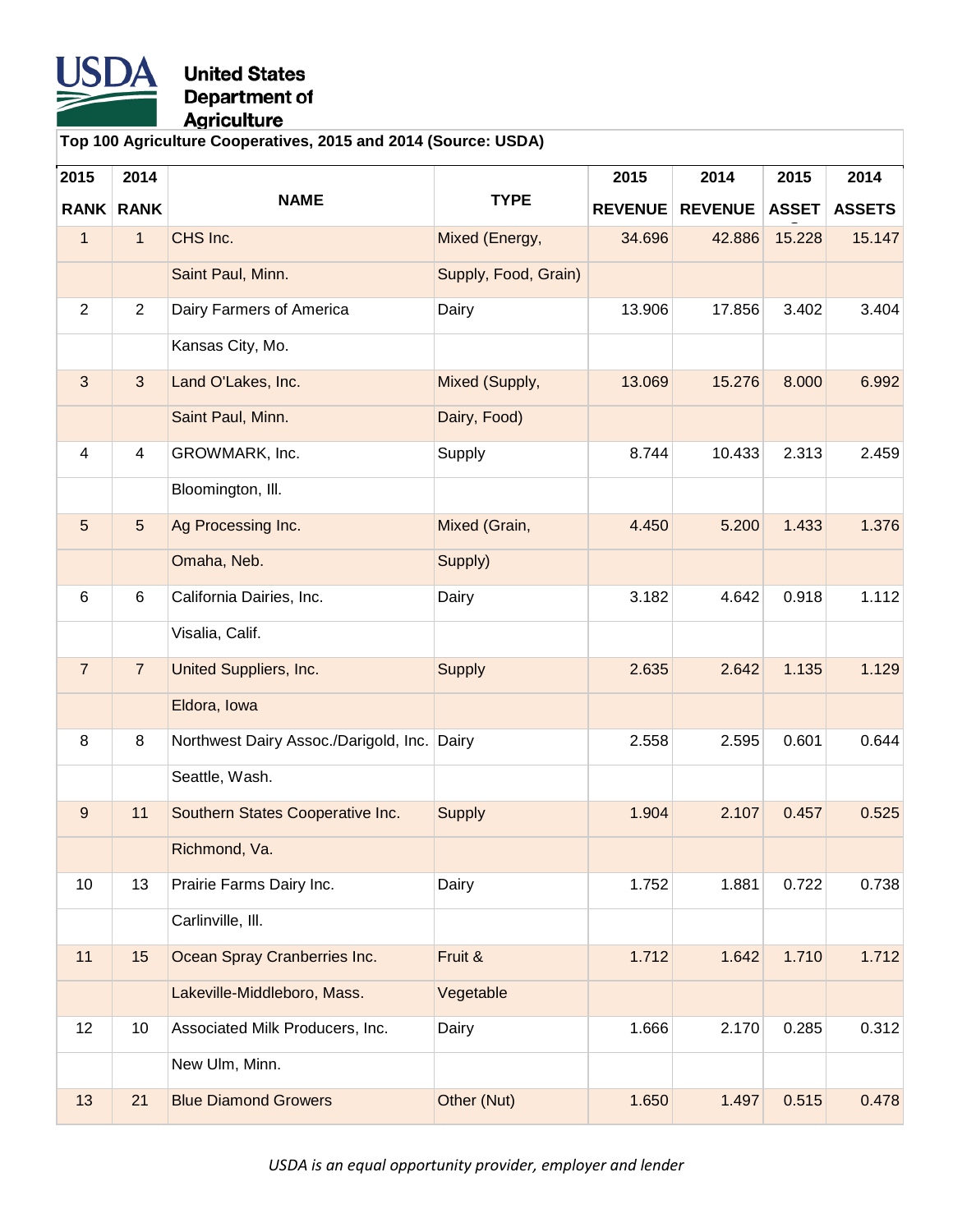**United States Department of Agriculture**

**Top 100 Agriculture Cooperatives, 2015 and 2014 (Source: USDA)**

| 2015 RANK | 2014 RANK | NAME | TYPE | 2015 REVENUE | 2014 REVENUE | 2015 ASSET | 2014 ASSETS |
|---|---|---|---|---|---|---|---|
| 1 | 1 | CHS Inc. | Mixed (Energy, | 34.696 | 42.886 | 15.228 | 15.147 |
| | | Saint Paul, Minn. | Supply, Food, Grain) | | | | |
| 2 | 2 | Dairy Farmers of America | Dairy | 13.906 | 17.856 | 3.402 | 3.404 |
| | | Kansas City, Mo. | | | | | |
| 3 | 3 | Land O'Lakes, Inc. | Mixed (Supply, | 13.069 | 15.276 | 8.000 | 6.992 |
| | | Saint Paul, Minn. | Dairy, Food) | | | | |
| 4 | 4 | GROWMARK, Inc. | Supply | 8.744 | 10.433 | 2.313 | 2.459 |
| | | Bloomington, Ill. | | | | | |
| 5 | 5 | Ag Processing Inc. | Mixed (Grain, | 4.450 | 5.200 | 1.433 | 1.376 |
| | | Omaha, Neb. | Supply) | | | | |
| 6 | 6 | California Dairies, Inc. | Dairy | 3.182 | 4.642 | 0.918 | 1.112 |
| | | Visalia, Calif. | | | | | |
| 7 | 7 | United Suppliers, Inc. | Supply | 2.635 | 2.642 | 1.135 | 1.129 |
| | | Eldora, Iowa | | | | | |
| 8 | 8 | Northwest Dairy Assoc./Darigold, Inc. | Dairy | 2.558 | 2.595 | 0.601 | 0.644 |
| | | Seattle, Wash. | | | | | |
| 9 | 11 | Southern States Cooperative Inc. | Supply | 1.904 | 2.107 | 0.457 | 0.525 |
| | | Richmond, Va. | | | | | |
| 10 | 13 | Prairie Farms Dairy Inc. | Dairy | 1.752 | 1.881 | 0.722 | 0.738 |
| | | Carlinville, Ill. | | | | | |
| 11 | 15 | Ocean Spray Cranberries Inc. | Fruit & | 1.712 | 1.642 | 1.710 | 1.712 |
| | | Lakeville-Middleboro, Mass. | Vegetable | | | | |
| 12 | 10 | Associated Milk Producers, Inc. | Dairy | 1.666 | 2.170 | 0.285 | 0.312 |
| | | New Ulm, Minn. | | | | | |
| 13 | 21 | Blue Diamond Growers | Other (Nut) | 1.650 | 1.497 | 0.515 | 0.478 |

*USDA is an equal opportunity provider, employer and lender*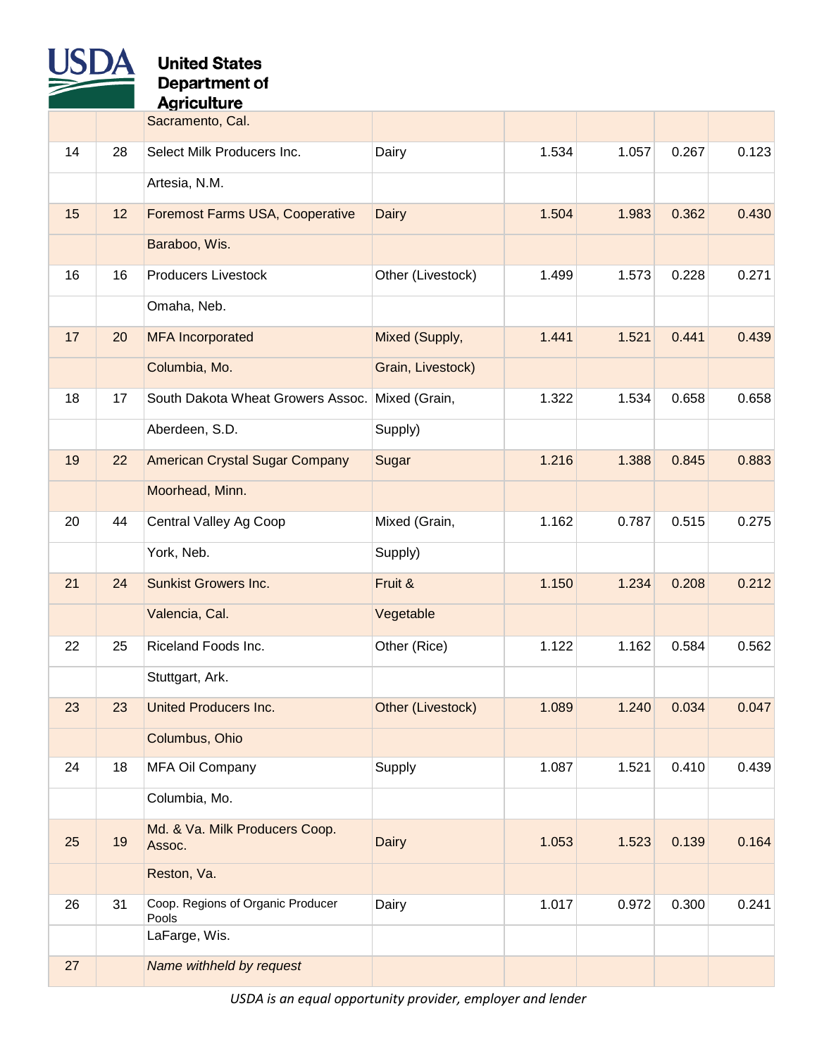| | | | | | | | |
|---|---|---|---|---|---|---|---|
| | | Sacramento, Cal. | | | | | |
| 14 | 28 | Select Milk Producers Inc. | Dairy | 1.534 | 1.057 | 0.267 | 0.123 |
| | | Artesia, N.M. | | | | | |
| 15 | 12 | Foremost Farms USA, Cooperative | Dairy | 1.504 | 1.983 | 0.362 | 0.430 |
| | | Baraboo, Wis. | | | | | |
| 16 | 16 | Producers Livestock | Other (Livestock) | 1.499 | 1.573 | 0.228 | 0.271 |
| | | Omaha, Neb. | | | | | |
| 17 | 20 | MFA Incorporated | Mixed (Supply, | 1.441 | 1.521 | 0.441 | 0.439 |
| | | Columbia, Mo. | Grain, Livestock) | | | | |
| 18 | 17 | South Dakota Wheat Growers Assoc. | Mixed (Grain, | 1.322 | 1.534 | 0.658 | 0.658 |
| | | Aberdeen, S.D. | Supply) | | | | |
| 19 | 22 | American Crystal Sugar Company | Sugar | 1.216 | 1.388 | 0.845 | 0.883 |
| | | Moorhead, Minn. | | | | | |
| 20 | 44 | Central Valley Ag Coop | Mixed (Grain, | 1.162 | 0.787 | 0.515 | 0.275 |
| | | York, Neb. | Supply) | | | | |
| 21 | 24 | Sunkist Growers Inc. | Fruit & | 1.150 | 1.234 | 0.208 | 0.212 |
| | | Valencia, Cal. | Vegetable | | | | |
| 22 | 25 | Riceland Foods Inc. | Other (Rice) | 1.122 | 1.162 | 0.584 | 0.562 |
| | | Stuttgart, Ark. | | | | | |
| 23 | 23 | United Producers Inc. | Other (Livestock) | 1.089 | 1.240 | 0.034 | 0.047 |
| | | Columbus, Ohio | | | | | |
| 24 | 18 | MFA Oil Company | Supply | 1.087 | 1.521 | 0.410 | 0.439 |
| | | Columbia, Mo. | | | | | |
| 25 | 19 | Md. & Va. Milk Producers Coop. Assoc. | Dairy | 1.053 | 1.523 | 0.139 | 0.164 |
| | | Reston, Va. | | | | | |
| 26 | 31 | Coop. Regions of Organic Producer Pools | Dairy | 1.017 | 0.972 | 0.300 | 0.241 |
| | | LaFarge, Wis. | | | | | |
| 27 | | *Name withheld by request* | | | | | |

*USDA is an equal opportunity provider, employer and lender*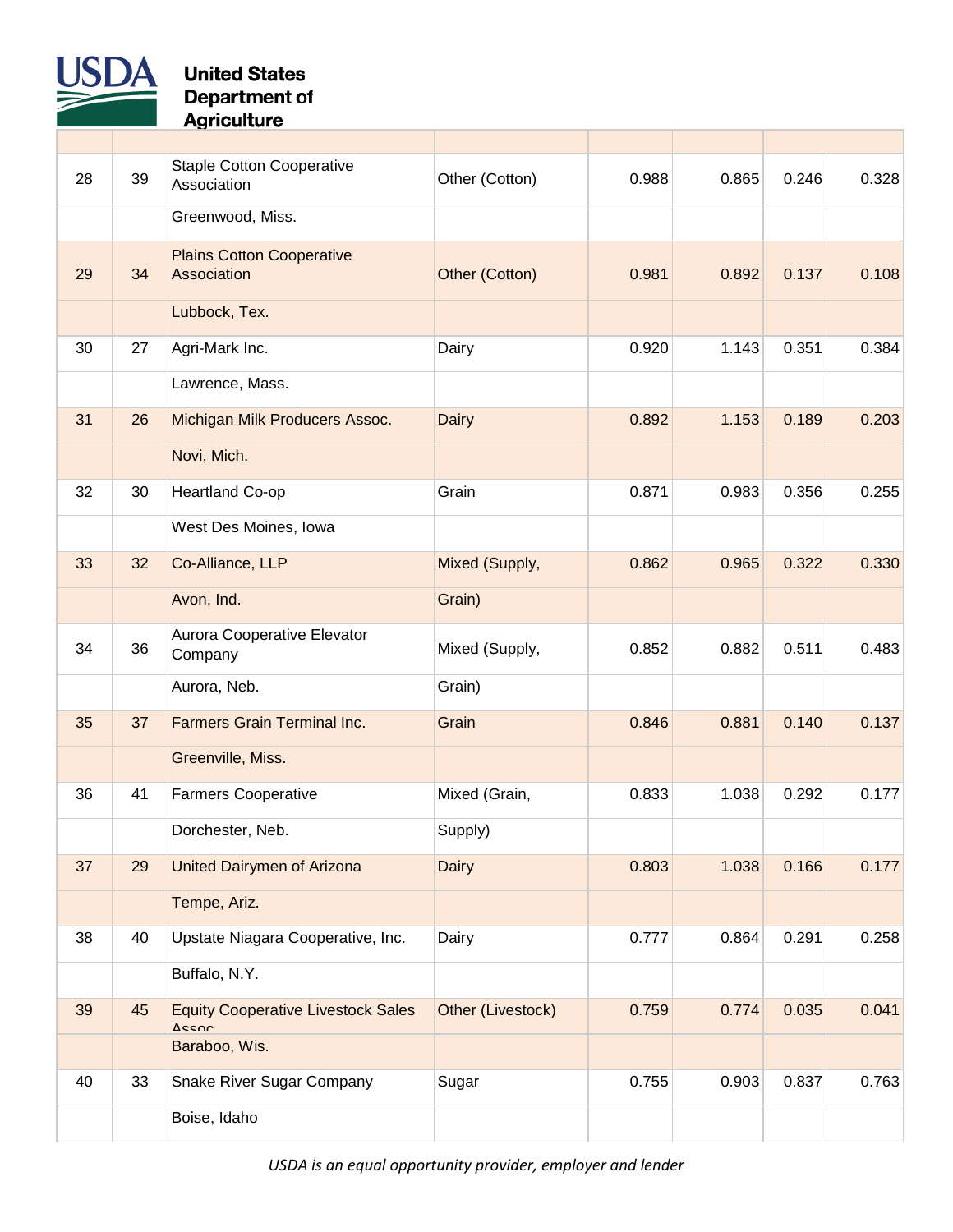**United States Department of Agriculture**

| | | | | | | | |
|---|---|---|---|---|---|---|---|
| 28 | 39 | Staple Cotton Cooperative Association<br>Greenwood, Miss. | Other (Cotton) | 0.988 | 0.865 | 0.246 | 0.328 |
| 29 | 34 | Plains Cotton Cooperative Association<br>Lubbock, Tex. | Other (Cotton) | 0.981 | 0.892 | 0.137 | 0.108 |
| 30 | 27 | Agri-Mark Inc.<br>Lawrence, Mass. | Dairy | 0.920 | 1.143 | 0.351 | 0.384 |
| 31 | 26 | Michigan Milk Producers Assoc.<br>Novi, Mich. | Dairy | 0.892 | 1.153 | 0.189 | 0.203 |
| 32 | 30 | Heartland Co-op<br>West Des Moines, Iowa | Grain | 0.871 | 0.983 | 0.356 | 0.255 |
| 33 | 32 | Co-Alliance, LLP<br>Avon, Ind. | Mixed (Supply, Grain) | 0.862 | 0.965 | 0.322 | 0.330 |
| 34 | 36 | Aurora Cooperative Elevator Company<br>Aurora, Neb. | Mixed (Supply, Grain) | 0.852 | 0.882 | 0.511 | 0.483 |
| 35 | 37 | Farmers Grain Terminal Inc.<br>Greenville, Miss. | Grain | 0.846 | 0.881 | 0.140 | 0.137 |
| 36 | 41 | Farmers Cooperative<br>Dorchester, Neb. | Mixed (Grain, Supply) | 0.833 | 1.038 | 0.292 | 0.177 |
| 37 | 29 | United Dairymen of Arizona<br>Tempe, Ariz. | Dairy | 0.803 | 1.038 | 0.166 | 0.177 |
| 38 | 40 | Upstate Niagara Cooperative, Inc.<br>Buffalo, N.Y. | Dairy | 0.777 | 0.864 | 0.291 | 0.258 |
| 39 | 45 | Equity Cooperative Livestock Sales Assoc.<br>Baraboo, Wis. | Other (Livestock) | 0.759 | 0.774 | 0.035 | 0.041 |
| 40 | 33 | Snake River Sugar Company<br>Boise, Idaho | Sugar | 0.755 | 0.903 | 0.837 | 0.763 |

*USDA is an equal opportunity provider, employer and lender*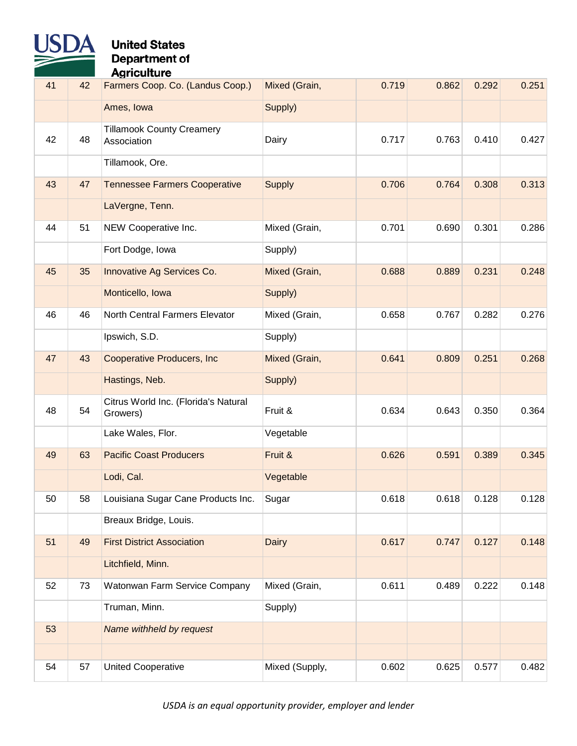| 41 | 42 | Farmers Coop. Co. (Landus Coop.) | Mixed (Grain, | 0.719 | 0.862 | 0.292 | 0.251 |
|---|---|---|---|---|---|---|---|
| | | Ames, Iowa | Supply) | | | | |
| 42 | 48 | Tillamook County Creamery Association | Dairy | 0.717 | 0.763 | 0.410 | 0.427 |
| | | Tillamook, Ore. | | | | | |
| 43 | 47 | Tennessee Farmers Cooperative | Supply | 0.706 | 0.764 | 0.308 | 0.313 |
| | | LaVergne, Tenn. | | | | | |
| 44 | 51 | NEW Cooperative Inc. | Mixed (Grain, | 0.701 | 0.690 | 0.301 | 0.286 |
| | | Fort Dodge, Iowa | Supply) | | | | |
| 45 | 35 | Innovative Ag Services Co. | Mixed (Grain, | 0.688 | 0.889 | 0.231 | 0.248 |
| | | Monticello, Iowa | Supply) | | | | |
| 46 | 46 | North Central Farmers Elevator | Mixed (Grain, | 0.658 | 0.767 | 0.282 | 0.276 |
| | | Ipswich, S.D. | Supply) | | | | |
| 47 | 43 | Cooperative Producers, Inc | Mixed (Grain, | 0.641 | 0.809 | 0.251 | 0.268 |
| | | Hastings, Neb. | Supply) | | | | |
| 48 | 54 | Citrus World Inc. (Florida's Natural Growers) | Fruit & | 0.634 | 0.643 | 0.350 | 0.364 |
| | | Lake Wales, Flor. | Vegetable | | | | |
| 49 | 63 | Pacific Coast Producers | Fruit & | 0.626 | 0.591 | 0.389 | 0.345 |
| | | Lodi, Cal. | Vegetable | | | | |
| 50 | 58 | Louisiana Sugar Cane Products Inc. | Sugar | 0.618 | 0.618 | 0.128 | 0.128 |
| | | Breaux Bridge, Louis. | | | | | |
| 51 | 49 | First District Association | Dairy | 0.617 | 0.747 | 0.127 | 0.148 |
| | | Litchfield, Minn. | | | | | |
| 52 | 73 | Watonwan Farm Service Company | Mixed (Grain, | 0.611 | 0.489 | 0.222 | 0.148 |
| | | Truman, Minn. | Supply) | | | | |
| 53 | | *Name withheld by request* | | | | | |
| | | | | | | | |
| 54 | 57 | United Cooperative | Mixed (Supply, | 0.602 | 0.625 | 0.577 | 0.482 |

*USDA is an equal opportunity provider, employer and lender*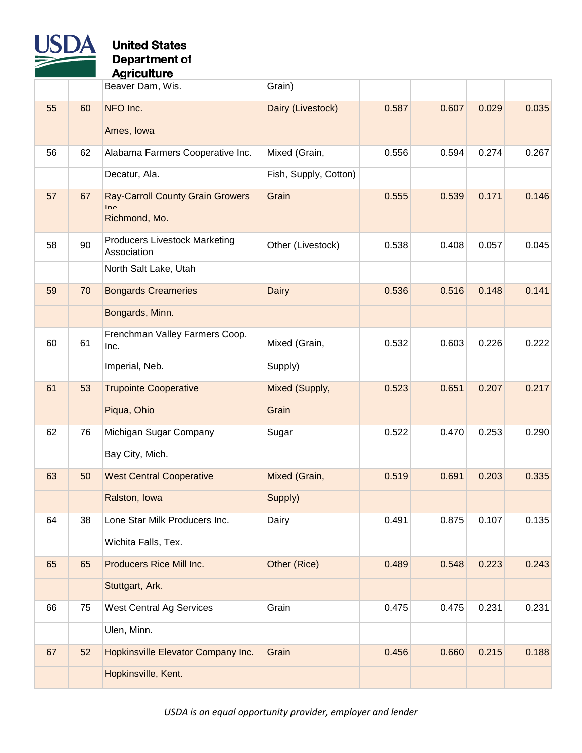| | | | | | | | |
|---|---|---|---|---|---|---|---|
| | | Beaver Dam, Wis. | Grain) | | | | |
| 55 | 60 | NFO Inc. | Dairy (Livestock) | 0.587 | 0.607 | 0.029 | 0.035 |
| | | Ames, Iowa | | | | | |
| 56 | 62 | Alabama Farmers Cooperative Inc. | Mixed (Grain, | 0.556 | 0.594 | 0.274 | 0.267 |
| | | Decatur, Ala. | Fish, Supply, Cotton) | | | | |
| 57 | 67 | Ray-Carroll County Grain Growers Inc. | Grain | 0.555 | 0.539 | 0.171 | 0.146 |
| | | Richmond, Mo. | | | | | |
| 58 | 90 | Producers Livestock Marketing Association | Other (Livestock) | 0.538 | 0.408 | 0.057 | 0.045 |
| | | North Salt Lake, Utah | | | | | |
| 59 | 70 | Bongards Creameries | Dairy | 0.536 | 0.516 | 0.148 | 0.141 |
| | | Bongards, Minn. | | | | | |
| 60 | 61 | Frenchman Valley Farmers Coop. Inc. | Mixed (Grain, | 0.532 | 0.603 | 0.226 | 0.222 |
| | | Imperial, Neb. | Supply) | | | | |
| 61 | 53 | Trupointe Cooperative | Mixed (Supply, | 0.523 | 0.651 | 0.207 | 0.217 |
| | | Piqua, Ohio | Grain | | | | |
| 62 | 76 | Michigan Sugar Company | Sugar | 0.522 | 0.470 | 0.253 | 0.290 |
| | | Bay City, Mich. | | | | | |
| 63 | 50 | West Central Cooperative | Mixed (Grain, | 0.519 | 0.691 | 0.203 | 0.335 |
| | | Ralston, Iowa | Supply) | | | | |
| 64 | 38 | Lone Star Milk Producers Inc. | Dairy | 0.491 | 0.875 | 0.107 | 0.135 |
| | | Wichita Falls, Tex. | | | | | |
| 65 | 65 | Producers Rice Mill Inc. | Other (Rice) | 0.489 | 0.548 | 0.223 | 0.243 |
| | | Stuttgart, Ark. | | | | | |
| 66 | 75 | West Central Ag Services | Grain | 0.475 | 0.475 | 0.231 | 0.231 |
| | | Ulen, Minn. | | | | | |
| 67 | 52 | Hopkinsville Elevator Company Inc. | Grain | 0.456 | 0.660 | 0.215 | 0.188 |
| | | Hopkinsville, Kent. | | | | | |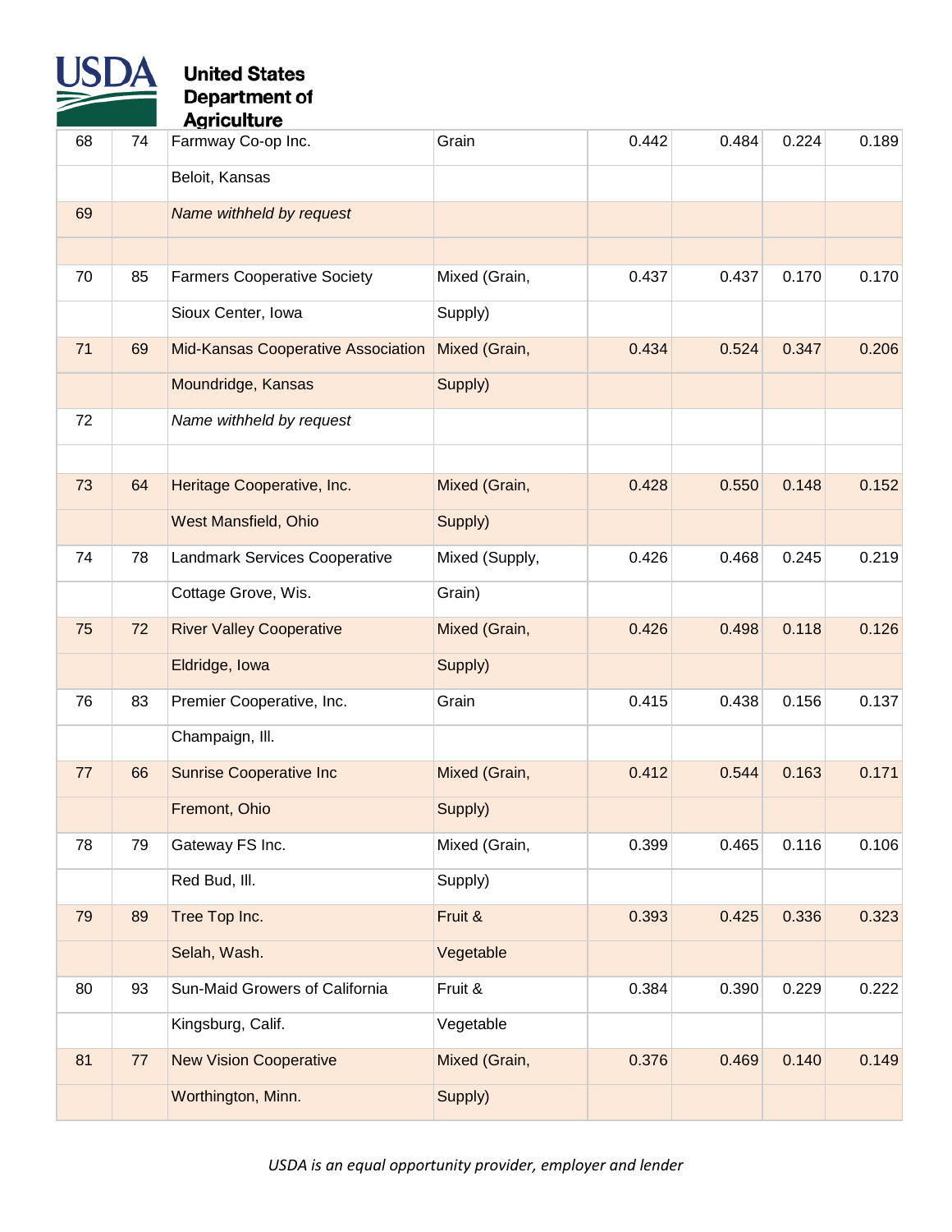**United States Department of Agriculture**

| | | | | | | | |
|---|---|---|---|---|---|---|---|
| 68 | 74 | Farmway Co-op Inc. | Grain | 0.442 | 0.484 | 0.224 | 0.189 |
| | | Beloit, Kansas | | | | | |
| 69 | | *Name withheld by request* | | | | | |
| | | | | | | | |
| 70 | 85 | Farmers Cooperative Society | Mixed (Grain, | 0.437 | 0.437 | 0.170 | 0.170 |
| | | Sioux Center, Iowa | Supply) | | | | |
| 71 | 69 | Mid-Kansas Cooperative Association | Mixed (Grain, | 0.434 | 0.524 | 0.347 | 0.206 |
| | | Moundridge, Kansas | Supply) | | | | |
| 72 | | *Name withheld by request* | | | | | |
| | | | | | | | |
| 73 | 64 | Heritage Cooperative, Inc. | Mixed (Grain, | 0.428 | 0.550 | 0.148 | 0.152 |
| | | West Mansfield, Ohio | Supply) | | | | |
| 74 | 78 | Landmark Services Cooperative | Mixed (Supply, | 0.426 | 0.468 | 0.245 | 0.219 |
| | | Cottage Grove, Wis. | Grain) | | | | |
| 75 | 72 | River Valley Cooperative | Mixed (Grain, | 0.426 | 0.498 | 0.118 | 0.126 |
| | | Eldridge, Iowa | Supply) | | | | |
| 76 | 83 | Premier Cooperative, Inc. | Grain | 0.415 | 0.438 | 0.156 | 0.137 |
| | | Champaign, Ill. | | | | | |
| 77 | 66 | Sunrise Cooperative Inc | Mixed (Grain, | 0.412 | 0.544 | 0.163 | 0.171 |
| | | Fremont, Ohio | Supply) | | | | |
| 78 | 79 | Gateway FS Inc. | Mixed (Grain, | 0.399 | 0.465 | 0.116 | 0.106 |
| | | Red Bud, Ill. | Supply) | | | | |
| 79 | 89 | Tree Top Inc. | Fruit & | 0.393 | 0.425 | 0.336 | 0.323 |
| | | Selah, Wash. | Vegetable | | | | |
| 80 | 93 | Sun-Maid Growers of California | Fruit & | 0.384 | 0.390 | 0.229 | 0.222 |
| | | Kingsburg, Calif. | Vegetable | | | | |
| 81 | 77 | New Vision Cooperative | Mixed (Grain, | 0.376 | 0.469 | 0.140 | 0.149 |
| | | Worthington, Minn. | Supply) | | | | |

*USDA is an equal opportunity provider, employer and lender*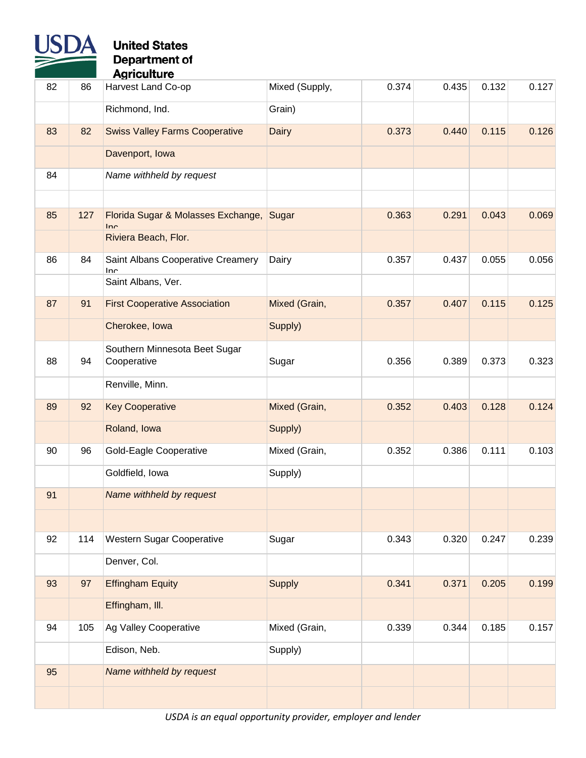| | | | | | | | |
|---|---|---|---|---|---|---|---|
| 82 | 86 | Harvest Land Co-op | Mixed (Supply, | 0.374 | 0.435 | 0.132 | 0.127 |
| | | Richmond, Ind. | Grain) | | | | |
| 83 | 82 | Swiss Valley Farms Cooperative | Dairy | 0.373 | 0.440 | 0.115 | 0.126 |
| | | Davenport, Iowa | | | | | |
| 84 | | *Name withheld by request* | | | | | |
| | | | | | | | |
| 85 | 127 | Florida Sugar & Molasses Exchange, Inc | Sugar | 0.363 | 0.291 | 0.043 | 0.069 |
| | | Riviera Beach, Flor. | | | | | |
| 86 | 84 | Saint Albans Cooperative Creamery Inc | Dairy | 0.357 | 0.437 | 0.055 | 0.056 |
| | | Saint Albans, Ver. | | | | | |
| 87 | 91 | First Cooperative Association | Mixed (Grain, | 0.357 | 0.407 | 0.115 | 0.125 |
| | | Cherokee, Iowa | Supply) | | | | |
| 88 | 94 | Southern Minnesota Beet Sugar Cooperative | Sugar | 0.356 | 0.389 | 0.373 | 0.323 |
| | | Renville, Minn. | | | | | |
| 89 | 92 | Key Cooperative | Mixed (Grain, | 0.352 | 0.403 | 0.128 | 0.124 |
| | | Roland, Iowa | Supply) | | | | |
| 90 | 96 | Gold-Eagle Cooperative | Mixed (Grain, | 0.352 | 0.386 | 0.111 | 0.103 |
| | | Goldfield, Iowa | Supply) | | | | |
| 91 | | *Name withheld by request* | | | | | |
| | | | | | | | |
| 92 | 114 | Western Sugar Cooperative | Sugar | 0.343 | 0.320 | 0.247 | 0.239 |
| | | Denver, Col. | | | | | |
| 93 | 97 | Effingham Equity | Supply | 0.341 | 0.371 | 0.205 | 0.199 |
| | | Effingham, Ill. | | | | | |
| 94 | 105 | Ag Valley Cooperative | Mixed (Grain, | 0.339 | 0.344 | 0.185 | 0.157 |
| | | Edison, Neb. | Supply) | | | | |
| 95 | | *Name withheld by request* | | | | | |
| | | | | | | | |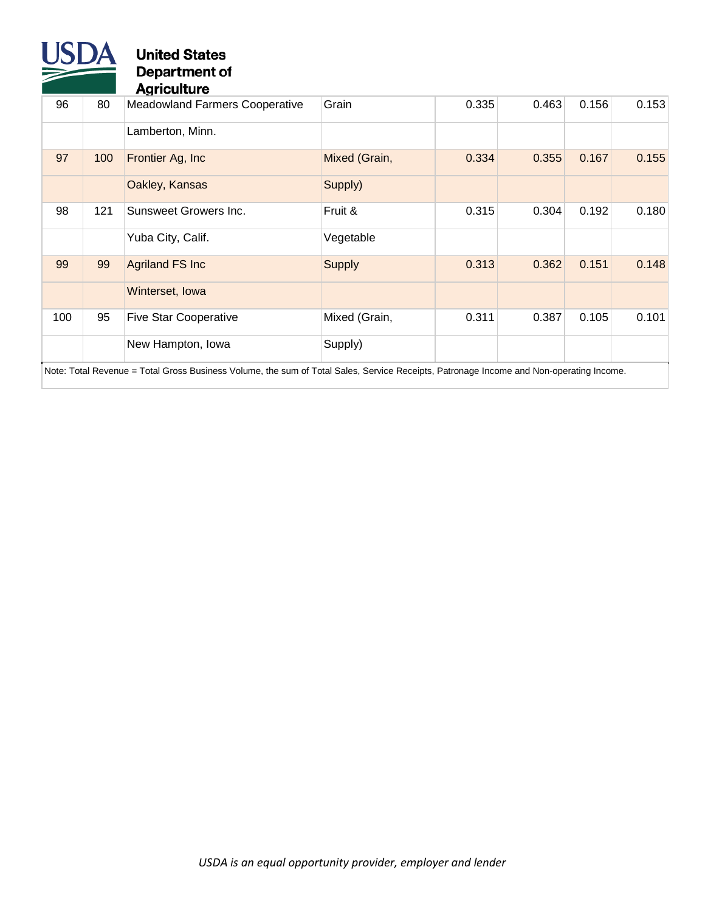| | | | | | | | |
|---|---|---|---|---|---|---|---|
| 96 | 80 | Meadowland Farmers Cooperative | Grain | 0.335 | 0.463 | 0.156 | 0.153 |
| | | Lamberton, Minn. | | | | | |
| 97 | 100 | Frontier Ag, Inc | Mixed (Grain, | 0.334 | 0.355 | 0.167 | 0.155 |
| | | Oakley, Kansas | Supply) | | | | |
| 98 | 121 | Sunsweet Growers Inc. | Fruit & | 0.315 | 0.304 | 0.192 | 0.180 |
| | | Yuba City, Calif. | Vegetable | | | | |
| 99 | 99 | Agriland FS Inc | Supply | 0.313 | 0.362 | 0.151 | 0.148 |
| | | Winterset, Iowa | | | | | |
| 100 | 95 | Five Star Cooperative | Mixed (Grain, | 0.311 | 0.387 | 0.105 | 0.101 |
| | | New Hampton, Iowa | Supply) | | | | |

Note: Total Revenue = Total Gross Business Volume, the sum of Total Sales, Service Receipts, Patronage Income and Non-operating Income.

*USDA is an equal opportunity provider, employer and lender*